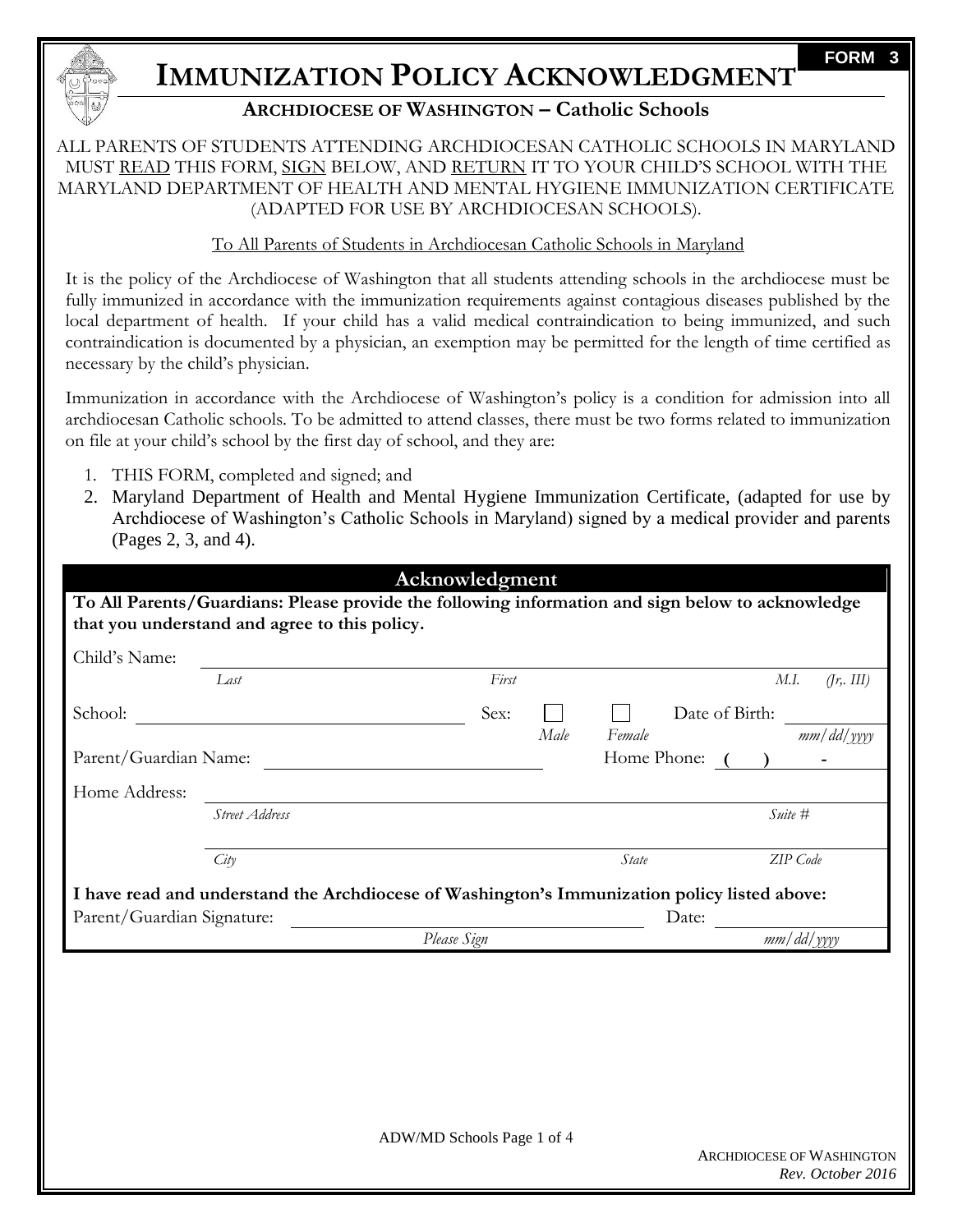FORM 3

# IMMUNIZATION POLICY ACKNOWLEDGMENT

### ARCHDIOCESE OF WASHINGTON – Catholic Schools

ALL PARENTS OF STUDENTS ATTENDING ARCHDIOCESAN CATHOLIC SCHOOLS IN MARYLAND MUST READ THIS FORM, SIGN BELOW, AND RETURN IT TO YOUR CHILD'S SCHOOL WITH THE MARYLAND DEPARTMENT OF HEALTH AND MENTAL HYGIENE IMMUNIZATION CERTIFICATE (ADAPTED FOR USE BY ARCHDIOCESAN SCHOOLS).

To All Parents of Students in Archdiocesan Catholic Schools in Maryland

It is the policy of the Archdiocese of Washington that all students attending schools in the archdiocese must be fully immunized in accordance with the immunization requirements against contagious diseases published by the local department of health. If your child has a valid medical contraindication to being immunized, and such contraindication is documented by a physician, an exemption may be permitted for the length of time certified as necessary by the child's physician.

Immunization in accordance with the Archdiocese of Washington's policy is a condition for admission into all archdiocesan Catholic schools. To be admitted to attend classes, there must be two forms related to immunization on file at your child's school by the first day of school, and they are:

1. THIS FORM, completed and signed; and
2. Maryland Department of Health and Mental Hygiene Immunization Certificate, (adapted for use by Archdiocese of Washington's Catholic Schools in Maryland) signed by a medical provider and parents (Pages 2, 3, and 4).

## Acknowledgment

**To All Parents/Guardians: Please provide the following information and sign below to acknowledge that you understand and agree to this policy.**

Child's Name: ______________________________________________
*Last* *First* *M.I.* *(Jr,. III)*

School: ______________________ Sex: ☐ *Male* ☐ *Female* Date of Birth: __________ *mm/dd/yyyy*

Parent/Guardian Name: ______________________ Home Phone: ( ) -

Home Address: ______________________________________________
*Street Address* *Suite #*

______________________________________________
*City* *State* *ZIP Code*

**I have read and understand the Archdiocese of Washington's Immunization policy listed above:**

Parent/Guardian Signature: ______________________ Date: __________
*Please Sign* *mm/dd/yyyy*

ARCHDIOCESE OF WASHINGTON
*Rev. October 2016*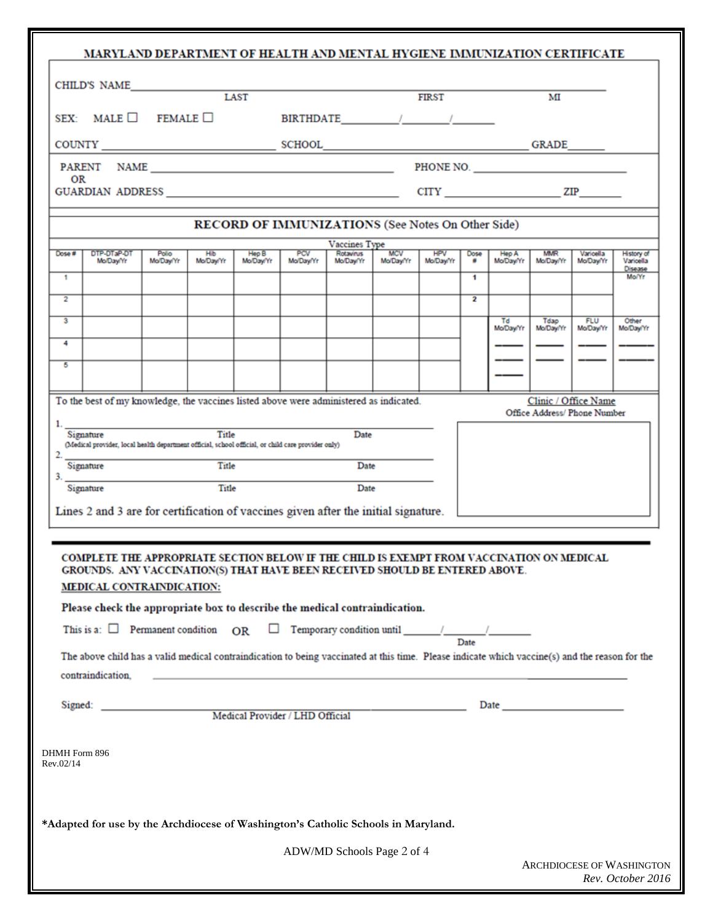# MARYLAND DEPARTMENT OF HEALTH AND MENTAL HYGIENE IMMUNIZATION CERTIFICATE

CHILD'S NAME ______________________________________ LAST ______________________ FIRST ______ MI

SEX: MALE ☐ FEMALE ☐ BIRTHDATE ______/______/______

COUNTY ______________________ SCHOOL ______________________________ GRADE ______

PARENT OR GUARDIAN NAME ______________________________ PHONE NO. ______________________

ADDRESS ______________________________ CITY ______________________ ZIP ________

## RECORD OF IMMUNIZATIONS (See Notes On Other Side)

| | Vaccines Type | | | | | | | | | | | | |
|---|---|---|---|---|---|---|---|---|---|---|---|---|---|
| Dose # | DTP-DTaP-DT Mo/Day/Yr | Polio Mo/Day/Yr | Hib Mo/Day/Yr | Hep B Mo/Day/Yr | PCV Mo/Day/Yr | Rotavirus Mo/Day/Yr | MCV Mo/Day/Yr | HPV Mo/Day/Yr | Dose # | Hep A Mo/Day/Yr | MMR Mo/Day/Yr | Varicella Mo/Day/Yr | History of Varicella Disease Mo/Yr |
| 1 | | | | | | | | | 1 | | | | |
| 2 | | | | | | | | | 2 | | | | |
| 3 | | | | | | | | | | Td Mo/Day/Yr | Tdap Mo/Day/Yr | FLU Mo/Day/Yr | Other Mo/Day/Yr |
| 4 | | | | | | | | | | | | | |
| 5 | | | | | | | | | | | | | |

To the best of my knowledge, the vaccines listed above were administered as indicated.

1. ______________________________________________
Signature Title Date
(Medical provider, local health department official, school official, or child care provider only)

2. ______________________________________________
Signature Title Date

3. ______________________________________________
Signature Title Date

Lines 2 and 3 are for certification of vaccines given after the initial signature.

Clinic / Office Name
Office Address/ Phone Number

**COMPLETE THE APPROPRIATE SECTION BELOW IF THE CHILD IS EXEMPT FROM VACCINATION ON MEDICAL GROUNDS. ANY VACCINATION(S) THAT HAVE BEEN RECEIVED SHOULD BE ENTERED ABOVE.**

**MEDICAL CONTRAINDICATION:**

**Please check the appropriate box to describe the medical contraindication.**

This is a: ☐ Permanent condition OR ☐ Temporary condition until ______/______/______
Date

The above child has a valid medical contraindication to being vaccinated at this time. Please indicate which vaccine(s) and the reason for the contraindication, ______________________________________________

Signed: ______________________________________________ Date ____________________
Medical Provider / LHD Official

DHMH Form 896
Rev.02/14

**\*Adapted for use by the Archdiocese of Washington's Catholic Schools in Maryland.**

ARCHDIOCESE OF WASHINGTON
*Rev. October 2016*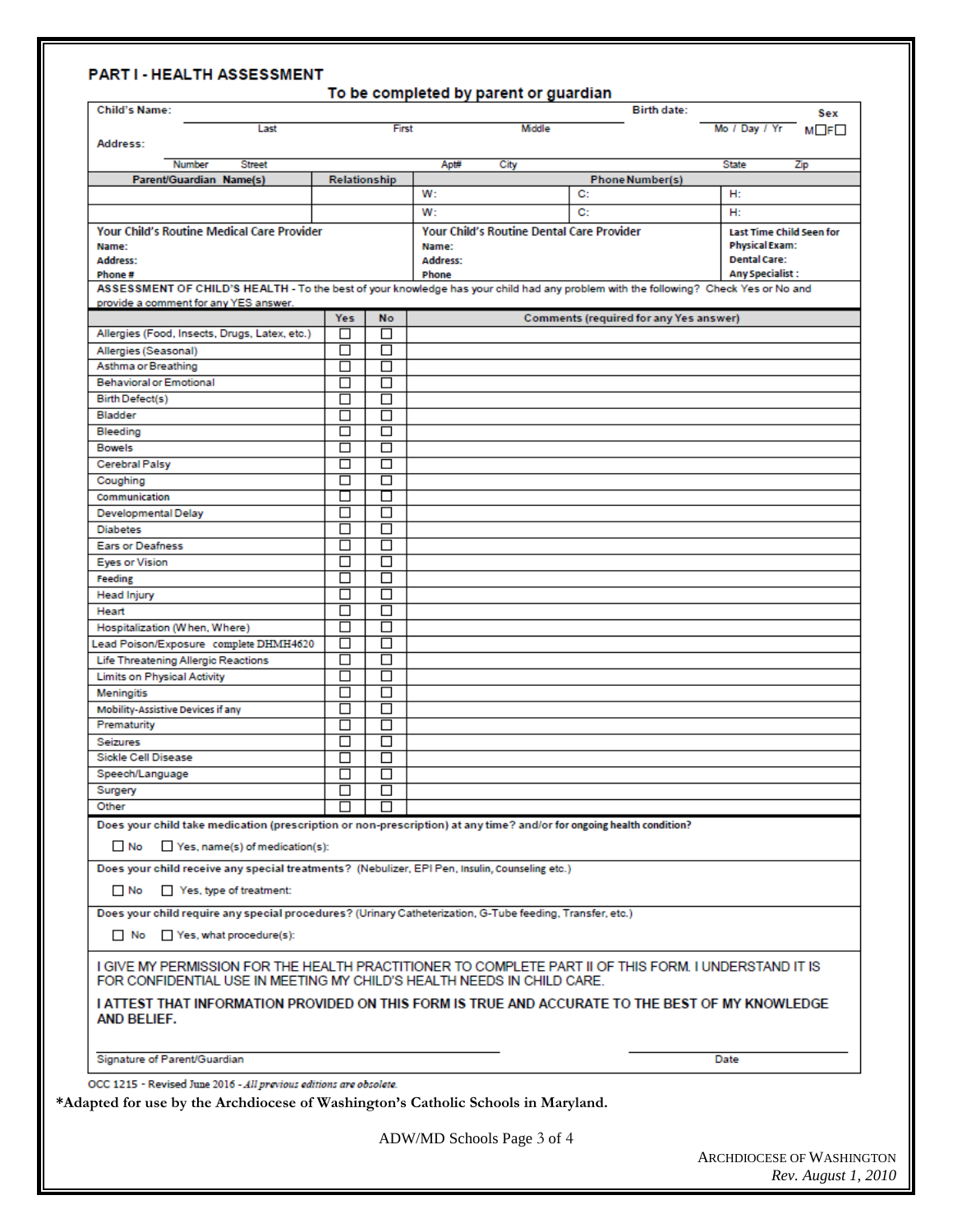## PART I - HEALTH ASSESSMENT

### To be completed by parent or guardian

Child's Name: ______________________________ Birth date: __________ Sex

Last    First    Middle    Mo / Day / Yr    M☐ F☐

Address: ______________________________

Number    Street    Apt#    City    State    Zip

| Parent/Guardian Name(s) | Relationship | Phone Number(s) | | |
|---|---|---|---|---|
| | | W: | C: | H: |
| | | W: | C: | H: |

| Your Child's Routine Medical Care Provider | Your Child's Routine Dental Care Provider | Last Time Child Seen for |
|---|---|---|
| Name: | Name: | Physical Exam: |
| Address: | Address: | Dental Care: |
| Phone # | Phone | Any Specialist : |

**ASSESSMENT OF CHILD'S HEALTH** - To the best of your knowledge has your child had any problem with the following? Check Yes or No and provide a comment for any YES answer.

| | Yes | No | Comments (required for any Yes answer) |
|---|---|---|---|
| Allergies (Food, Insects, Drugs, Latex, etc.) | ☐ | ☐ | |
| Allergies (Seasonal) | ☐ | ☐ | |
| Asthma or Breathing | ☐ | ☐ | |
| Behavioral or Emotional | ☐ | ☐ | |
| Birth Defect(s) | ☐ | ☐ | |
| Bladder | ☐ | ☐ | |
| Bleeding | ☐ | ☐ | |
| Bowels | ☐ | ☐ | |
| Cerebral Palsy | ☐ | ☐ | |
| Coughing | ☐ | ☐ | |
| Communication | ☐ | ☐ | |
| Developmental Delay | ☐ | ☐ | |
| Diabetes | ☐ | ☐ | |
| Ears or Deafness | ☐ | ☐ | |
| Eyes or Vision | ☐ | ☐ | |
| Feeding | ☐ | ☐ | |
| Head Injury | ☐ | ☐ | |
| Heart | ☐ | ☐ | |
| Hospitalization (When, Where) | ☐ | ☐ | |
| Lead Poison/Exposure complete DHMH4620 | ☐ | ☐ | |
| Life Threatening Allergic Reactions | ☐ | ☐ | |
| Limits on Physical Activity | ☐ | ☐ | |
| Meningitis | ☐ | ☐ | |
| Mobility-Assistive Devices if any | ☐ | ☐ | |
| Prematurity | ☐ | ☐ | |
| Seizures | ☐ | ☐ | |
| Sickle Cell Disease | ☐ | ☐ | |
| Speech/Language | ☐ | ☐ | |
| Surgery | ☐ | ☐ | |
| Other | ☐ | ☐ | |

**Does your child take medication (prescription or non-prescription) at any time? and/or for ongoing health condition?**

☐ No ☐ Yes, name(s) of medication(s):

**Does your child receive any special treatments?** (Nebulizer, EPI Pen, Insulin, Counseling etc.)

☐ No ☐ Yes, type of treatment:

**Does your child require any special procedures?** (Urinary Catheterization, G-Tube feeding, Transfer, etc.)

☐ No ☐ Yes, what procedure(s):

I GIVE MY PERMISSION FOR THE HEALTH PRACTITIONER TO COMPLETE PART II OF THIS FORM. I UNDERSTAND IT IS FOR CONFIDENTIAL USE IN MEETING MY CHILD'S HEALTH NEEDS IN CHILD CARE.

**I ATTEST THAT INFORMATION PROVIDED ON THIS FORM IS TRUE AND ACCURATE TO THE BEST OF MY KNOWLEDGE AND BELIEF.**

______________________________ Signature of Parent/Guardian    ______________ Date

OCC 1215 - Revised June 2016 - *All previous editions are obsolete.*

**\*Adapted for use by the Archdiocese of Washington's Catholic Schools in Maryland.**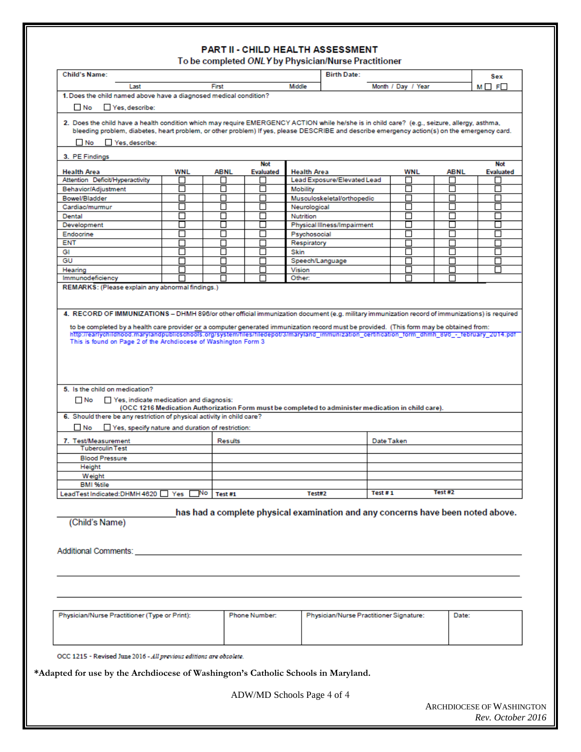## PART II - CHILD HEALTH ASSESSMENT

To be completed *ONLY* by Physician/Nurse Practitioner

| Child's Name: | | | Birth Date: | Sex |
|---|---|---|---|---|
| Last | First | Middle | Month / Day / Year | M ☐ F☐ |

1. Does the child named above have a diagnosed medical condition?

☐ No ☐ Yes, describe:

2. Does the child have a health condition which may require EMERGENCY ACTION while he/she is in child care? (e.g., seizure, allergy, asthma, bleeding problem, diabetes, heart problem, or other problem) If yes, please DESCRIBE and describe emergency action(s) on the emergency card.

☐ No ☐ Yes, describe:

3. PE Findings

| Health Area | WNL | ABNL | Not Evaluated | Health Area | WNL | ABNL | Not Evaluated |
|---|---|---|---|---|---|---|---|
| Attention Deficit/Hyperactivity | ☐ | ☐ | ☐ | Lead Exposure/Elevated Lead | ☐ | ☐ | ☐ |
| Behavior/Adjustment | ☐ | ☐ | ☐ | Mobility | ☐ | ☐ | ☐ |
| Bowel/Bladder | ☐ | ☐ | ☐ | Musculoskeletal/orthopedic | ☐ | ☐ | ☐ |
| Cardiac/murmur | ☐ | ☐ | ☐ | Neurological | ☐ | ☐ | ☐ |
| Dental | ☐ | ☐ | ☐ | Nutrition | ☐ | ☐ | ☐ |
| Development | ☐ | ☐ | ☐ | Physical Illness/Impairment | ☐ | ☐ | ☐ |
| Endocrine | ☐ | ☐ | ☐ | Psychosocial | ☐ | ☐ | ☐ |
| ENT | ☐ | ☐ | ☐ | Respiratory | ☐ | ☐ | ☐ |
| GI | ☐ | ☐ | ☐ | Skin | ☐ | ☐ | ☐ |
| GU | ☐ | ☐ | ☐ | Speech/Language | ☐ | ☐ | ☐ |
| Hearing | ☐ | ☐ | ☐ | Vision | ☐ | ☐ | ☐ |
| Immunodeficiency | ☐ | ☐ | ☐ | Other: | ☐ | ☐ | |

**REMARKS:** (Please explain any abnormal findings.)

4. **RECORD OF IMMUNIZATIONS** – DHMH 896/or other official immunization document (e.g. military immunization record of immunizations) is required to be completed by a health care provider or a computer generated immunization record must be provided. (This form may be obtained from: http://earlychildhood.marylandpublicschools.org/system/files/filedepot/3/maryland_immunization_certification_form_dhmh_896_-_february_2014.pdf
This is found on Page 2 of the Archdiocese of Washington Form 3

5. Is the child on medication?

☐ No ☐ Yes, indicate medication and diagnosis:
**(OCC 1216 Medication Authorization Form must be completed to administer medication in child care).**

6. Should there be any restriction of physical activity in child care?

☐ No ☐ Yes, specify nature and duration of restriction:

| 7. Test/Measurement | Results | | Date Taken | |
|---|---|---|---|---|
| Tuberculin Test | | | | |
| Blood Pressure | | | | |
| Height | | | | |
| Weight | | | | |
| BMI %tile | | | | |
| Lead Test Indicated: DHMH 4620 ☐ Yes ☐ No | **Test #1** | **Test#2** | **Test # 1** | **Test #2** |

\_\_\_\_\_\_\_\_\_\_\_\_\_\_\_\_\_\_\_\_\_\_\_\_ **has had a complete physical examination and any concerns have been noted above.**
(Child's Name)

Additional Comments: \_\_\_\_\_\_\_\_\_\_\_\_\_\_\_\_\_\_\_\_\_\_\_\_\_\_\_\_\_\_\_\_\_\_\_\_\_\_\_\_

| Physician/Nurse Practitioner (Type or Print): | Phone Number: | Physician/Nurse Practitioner Signature: | Date: |
|---|---|---|---|
| | | | |

OCC 1215 - Revised June 2016 - *All previous editions are obsolete.*

**\*Adapted for use by the Archdiocese of Washington's Catholic Schools in Maryland.**

ARCHDIOCESE OF WASHINGTON
*Rev. October 2016*